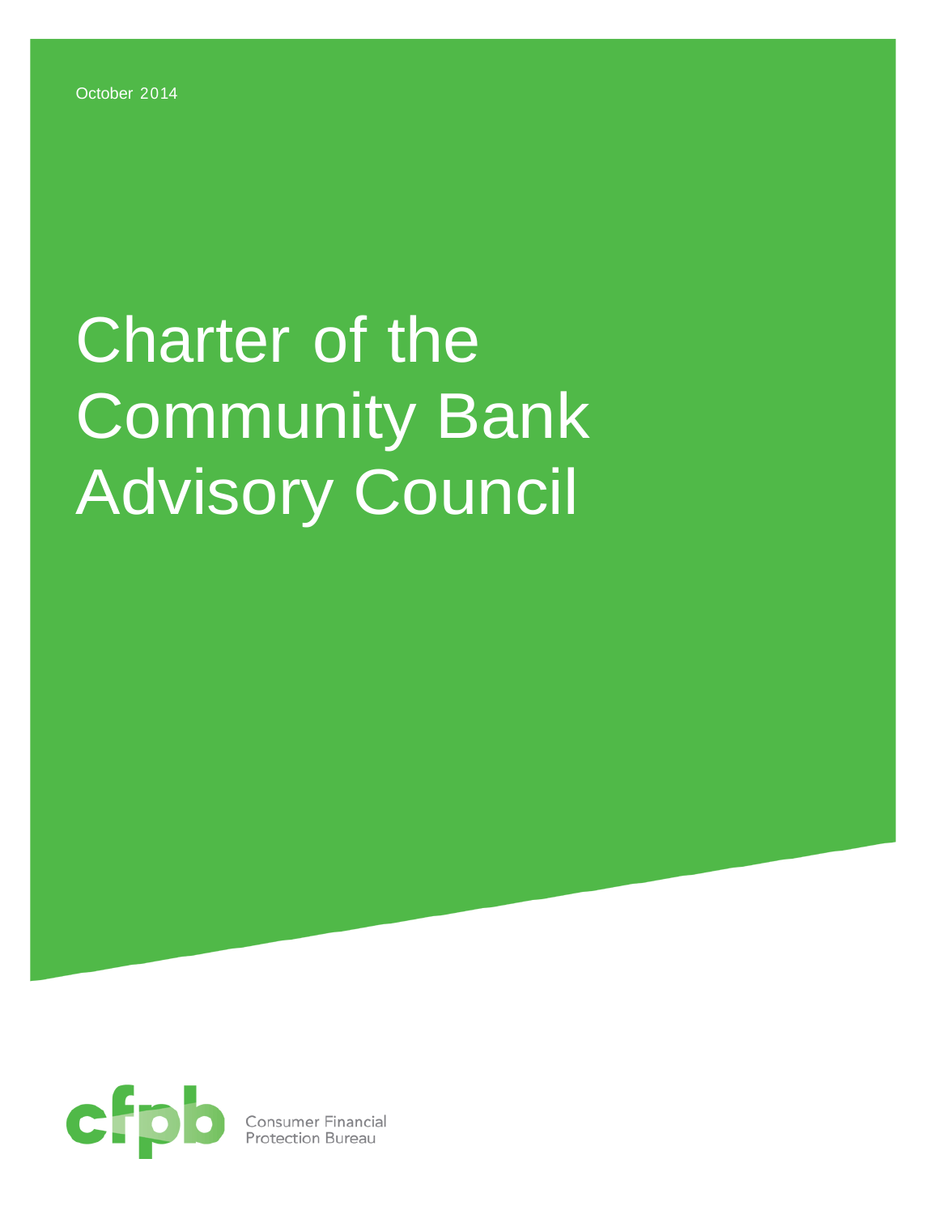October 2014

# Charter of the Community Bank Advisory Council

Consumer Financial Protection Bureau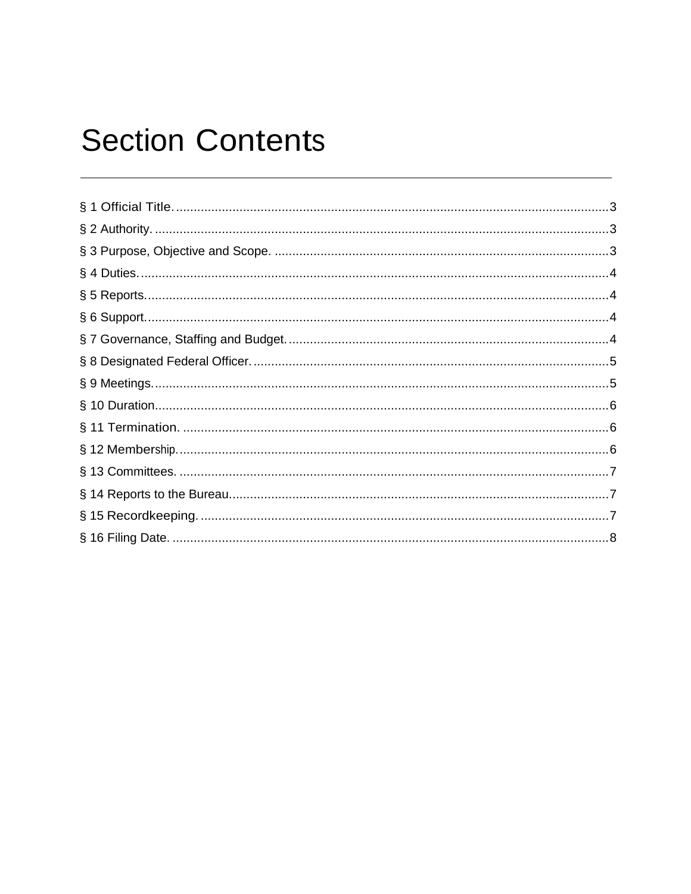# Section Contents

§ 1 Official Title. .......................................................................................................3

§ 2 Authority. ................................................................................................................3

§ 3 Purpose, Objective and Scope. ............................................................................3

§ 4 Duties. .....................................................................................................................4

§ 5 Reports. ....................................................................................................................4

§ 6 Support. ....................................................................................................................4

§ 7 Governance, Staffing and Budget. .........................................................................4

§ 8 Designated Federal Officer. ....................................................................................5

§ 9 Meetings. .................................................................................................................5

§ 10 Duration. ................................................................................................................6

§ 11 Termination. ...........................................................................................................6

§ 12 Membership. ..........................................................................................................6

§ 13 Committees. ...........................................................................................................7

§ 14 Reports to the Bureau. ..........................................................................................7

§ 15 Recordkeeping. .....................................................................................................7

§ 16 Filing Date. ............................................................................................................8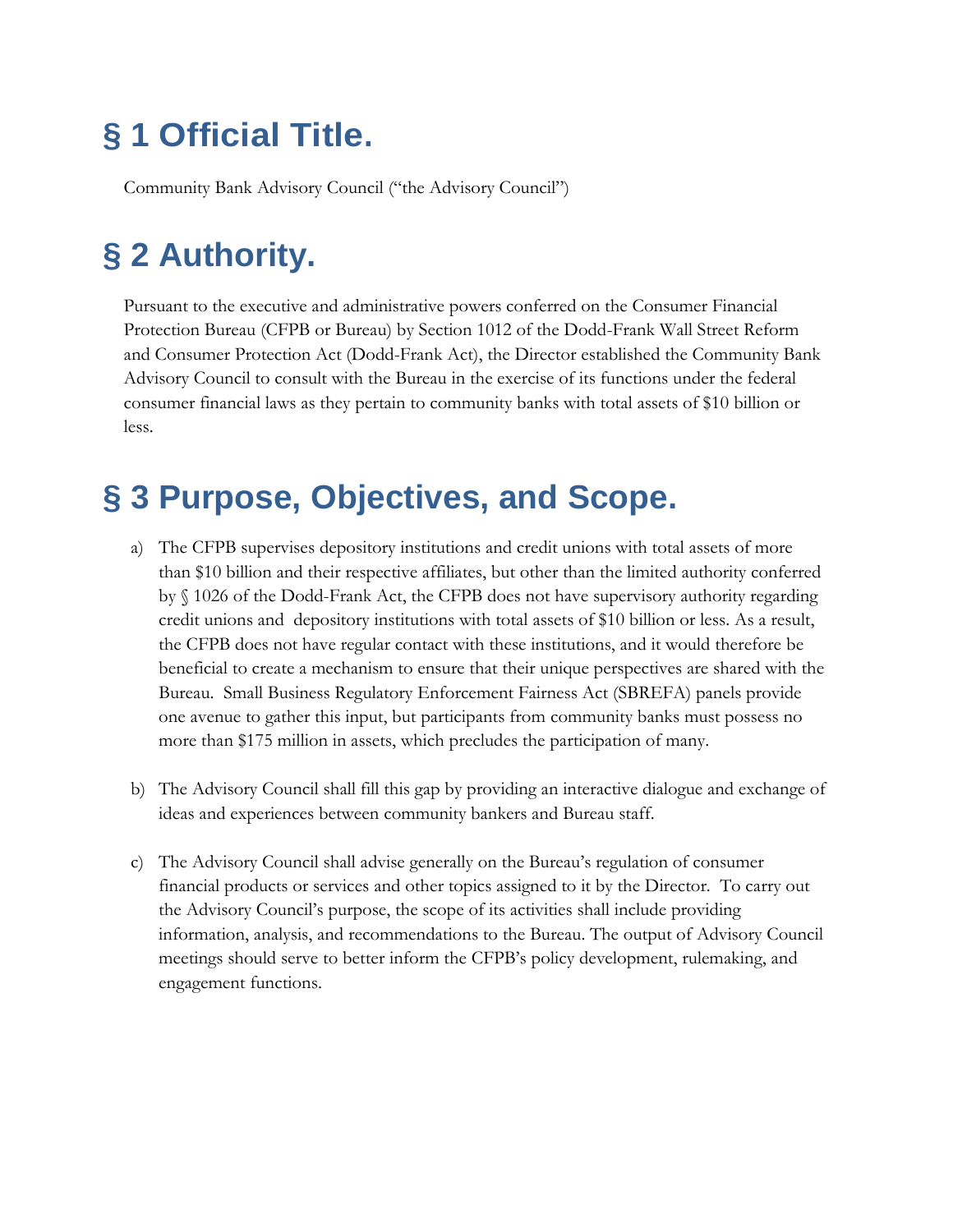# § 1 Official Title.

Community Bank Advisory Council ("the Advisory Council")

# § 2 Authority.

Pursuant to the executive and administrative powers conferred on the Consumer Financial Protection Bureau (CFPB or Bureau) by Section 1012 of the Dodd-Frank Wall Street Reform and Consumer Protection Act (Dodd-Frank Act), the Director established the Community Bank Advisory Council to consult with the Bureau in the exercise of its functions under the federal consumer financial laws as they pertain to community banks with total assets of $10 billion or less.

# § 3 Purpose, Objectives, and Scope.

a) The CFPB supervises depository institutions and credit unions with total assets of more than $10 billion and their respective affiliates, but other than the limited authority conferred by § 1026 of the Dodd-Frank Act, the CFPB does not have supervisory authority regarding credit unions and depository institutions with total assets of $10 billion or less. As a result, the CFPB does not have regular contact with these institutions, and it would therefore be beneficial to create a mechanism to ensure that their unique perspectives are shared with the Bureau. Small Business Regulatory Enforcement Fairness Act (SBREFA) panels provide one avenue to gather this input, but participants from community banks must possess no more than $175 million in assets, which precludes the participation of many.

b) The Advisory Council shall fill this gap by providing an interactive dialogue and exchange of ideas and experiences between community bankers and Bureau staff.

c) The Advisory Council shall advise generally on the Bureau's regulation of consumer financial products or services and other topics assigned to it by the Director. To carry out the Advisory Council's purpose, the scope of its activities shall include providing information, analysis, and recommendations to the Bureau. The output of Advisory Council meetings should serve to better inform the CFPB's policy development, rulemaking, and engagement functions.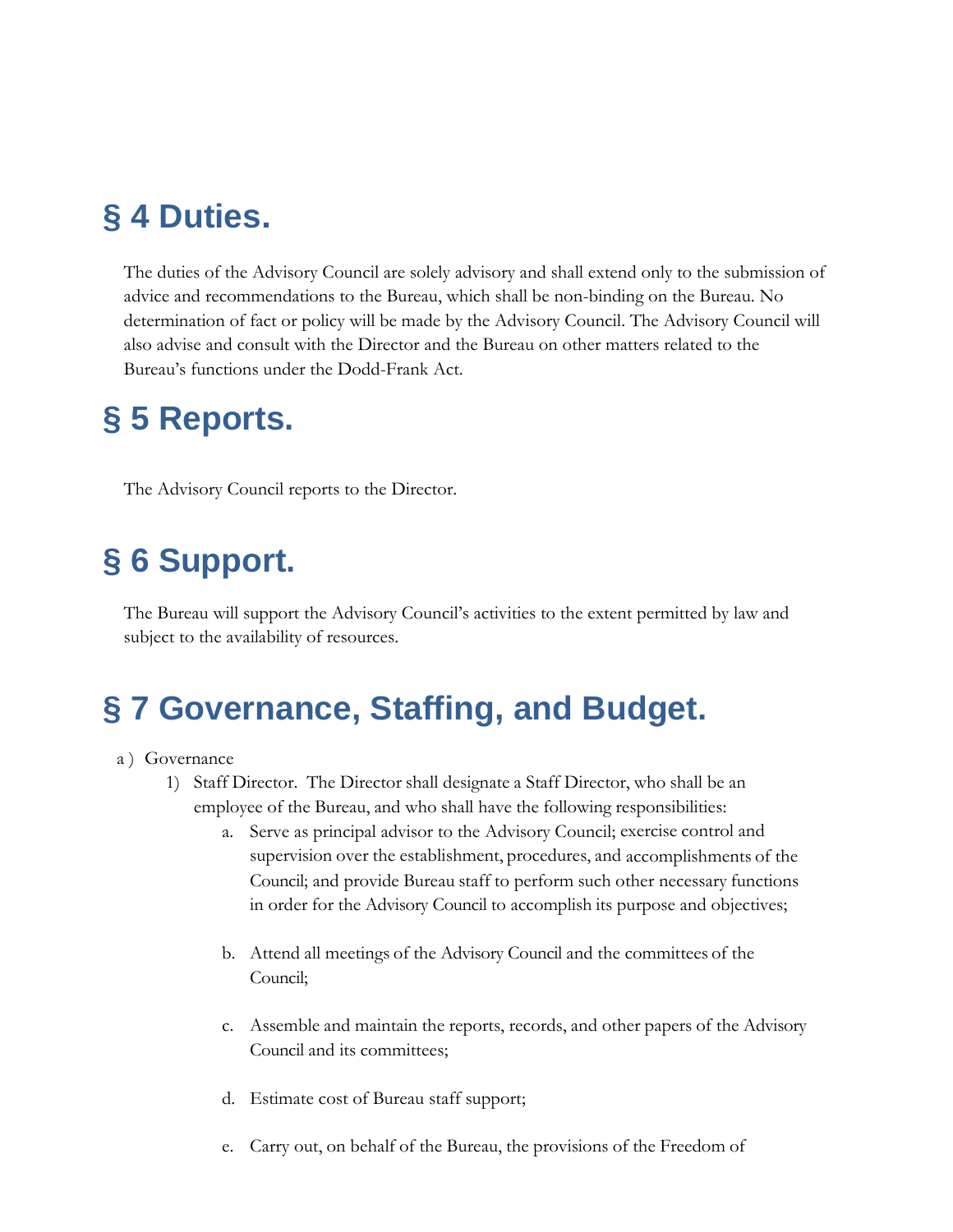# § 4 Duties.

The duties of the Advisory Council are solely advisory and shall extend only to the submission of advice and recommendations to the Bureau, which shall be non-binding on the Bureau. No determination of fact or policy will be made by the Advisory Council. The Advisory Council will also advise and consult with the Director and the Bureau on other matters related to the Bureau's functions under the Dodd-Frank Act.

# § 5 Reports.

The Advisory Council reports to the Director.

# § 6 Support.

The Bureau will support the Advisory Council's activities to the extent permitted by law and subject to the availability of resources.

# § 7 Governance, Staffing, and Budget.

a ) Governance

1) Staff Director. The Director shall designate a Staff Director, who shall be an employee of the Bureau, and who shall have the following responsibilities:

   a. Serve as principal advisor to the Advisory Council; exercise control and supervision over the establishment, procedures, and accomplishments of the Council; and provide Bureau staff to perform such other necessary functions in order for the Advisory Council to accomplish its purpose and objectives;

   b. Attend all meetings of the Advisory Council and the committees of the Council;

   c. Assemble and maintain the reports, records, and other papers of the Advisory Council and its committees;

   d. Estimate cost of Bureau staff support;

   e. Carry out, on behalf of the Bureau, the provisions of the Freedom of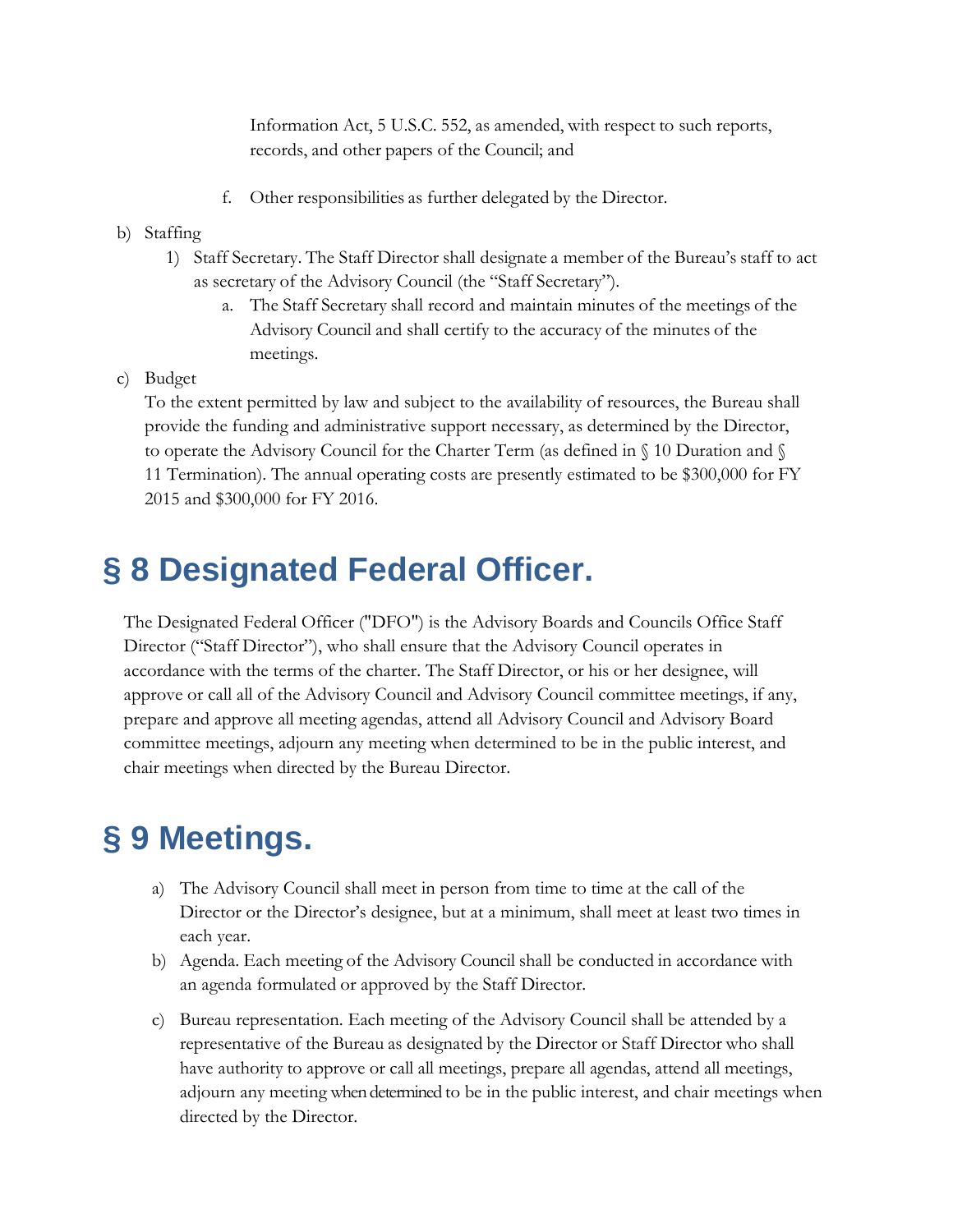Information Act, 5 U.S.C. 552, as amended, with respect to such reports, records, and other papers of the Council; and

f. Other responsibilities as further delegated by the Director.

b) Staffing

1) Staff Secretary. The Staff Director shall designate a member of the Bureau's staff to act as secretary of the Advisory Council (the "Staff Secretary").

a. The Staff Secretary shall record and maintain minutes of the meetings of the Advisory Council and shall certify to the accuracy of the minutes of the meetings.

c) Budget

To the extent permitted by law and subject to the availability of resources, the Bureau shall provide the funding and administrative support necessary, as determined by the Director, to operate the Advisory Council for the Charter Term (as defined in § 10 Duration and § 11 Termination). The annual operating costs are presently estimated to be $300,000 for FY 2015 and $300,000 for FY 2016.

# § 8 Designated Federal Officer.

The Designated Federal Officer ("DFO") is the Advisory Boards and Councils Office Staff Director ("Staff Director"), who shall ensure that the Advisory Council operates in accordance with the terms of the charter. The Staff Director, or his or her designee, will approve or call all of the Advisory Council and Advisory Council committee meetings, if any, prepare and approve all meeting agendas, attend all Advisory Council and Advisory Board committee meetings, adjourn any meeting when determined to be in the public interest, and chair meetings when directed by the Bureau Director.

# § 9 Meetings.

a) The Advisory Council shall meet in person from time to time at the call of the Director or the Director's designee, but at a minimum, shall meet at least two times in each year.

b) Agenda. Each meeting of the Advisory Council shall be conducted in accordance with an agenda formulated or approved by the Staff Director.

c) Bureau representation. Each meeting of the Advisory Council shall be attended by a representative of the Bureau as designated by the Director or Staff Director who shall have authority to approve or call all meetings, prepare all agendas, attend all meetings, adjourn any meeting when determined to be in the public interest, and chair meetings when directed by the Director.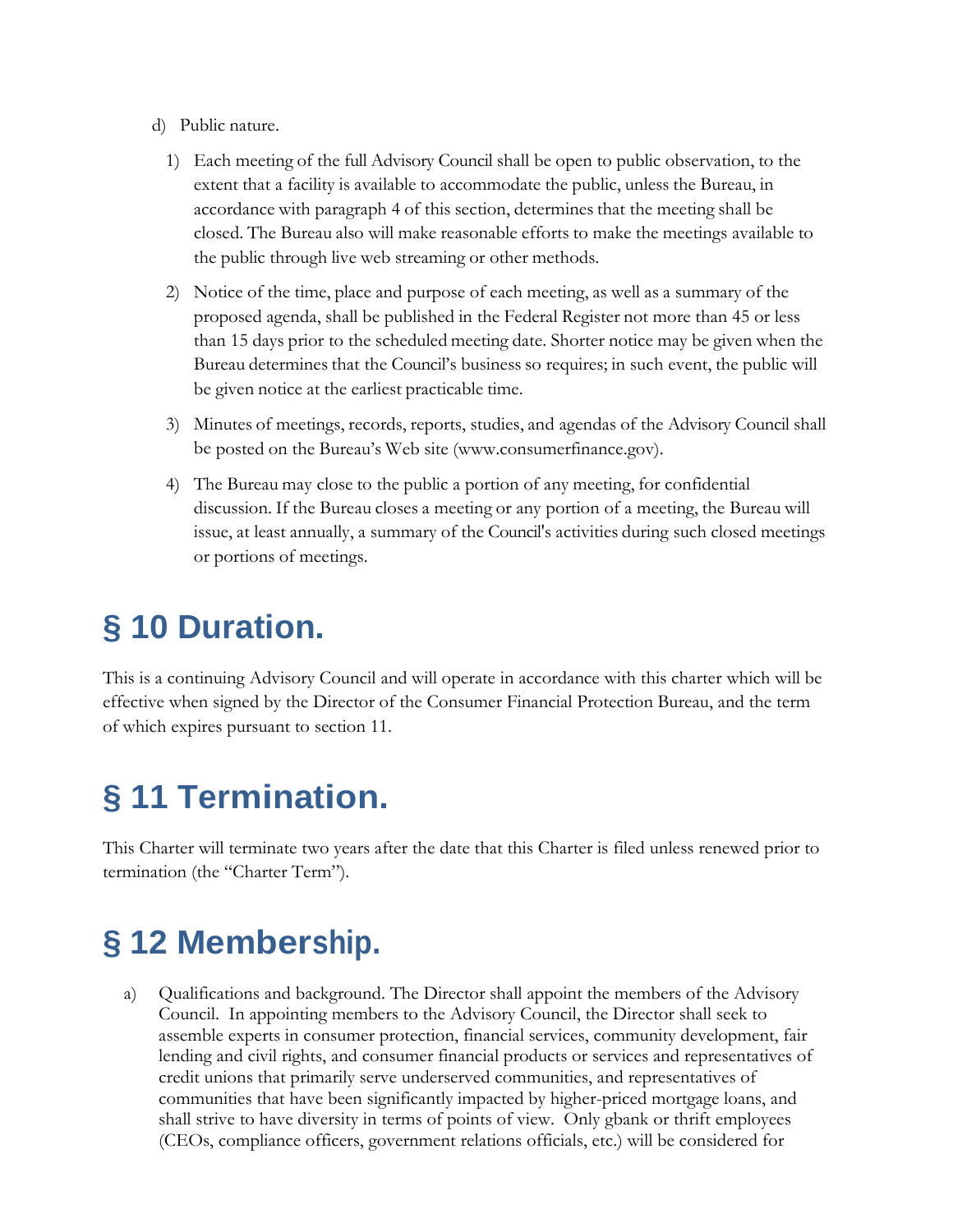d) Public nature.

1) Each meeting of the full Advisory Council shall be open to public observation, to the extent that a facility is available to accommodate the public, unless the Bureau, in accordance with paragraph 4 of this section, determines that the meeting shall be closed. The Bureau also will make reasonable efforts to make the meetings available to the public through live web streaming or other methods.

2) Notice of the time, place and purpose of each meeting, as well as a summary of the proposed agenda, shall be published in the Federal Register not more than 45 or less than 15 days prior to the scheduled meeting date. Shorter notice may be given when the Bureau determines that the Council's business so requires; in such event, the public will be given notice at the earliest practicable time.

3) Minutes of meetings, records, reports, studies, and agendas of the Advisory Council shall be posted on the Bureau's Web site (www.consumerfinance.gov).

4) The Bureau may close to the public a portion of any meeting, for confidential discussion. If the Bureau closes a meeting or any portion of a meeting, the Bureau will issue, at least annually, a summary of the Council's activities during such closed meetings or portions of meetings.

# § 10 Duration.

This is a continuing Advisory Council and will operate in accordance with this charter which will be effective when signed by the Director of the Consumer Financial Protection Bureau, and the term of which expires pursuant to section 11.

# § 11 Termination.

This Charter will terminate two years after the date that this Charter is filed unless renewed prior to termination (the "Charter Term").

# § 12 Membership.

a) Qualifications and background. The Director shall appoint the members of the Advisory Council. In appointing members to the Advisory Council, the Director shall seek to assemble experts in consumer protection, financial services, community development, fair lending and civil rights, and consumer financial products or services and representatives of credit unions that primarily serve underserved communities, and representatives of communities that have been significantly impacted by higher-priced mortgage loans, and shall strive to have diversity in terms of points of view. Only gbank or thrift employees (CEOs, compliance officers, government relations officials, etc.) will be considered for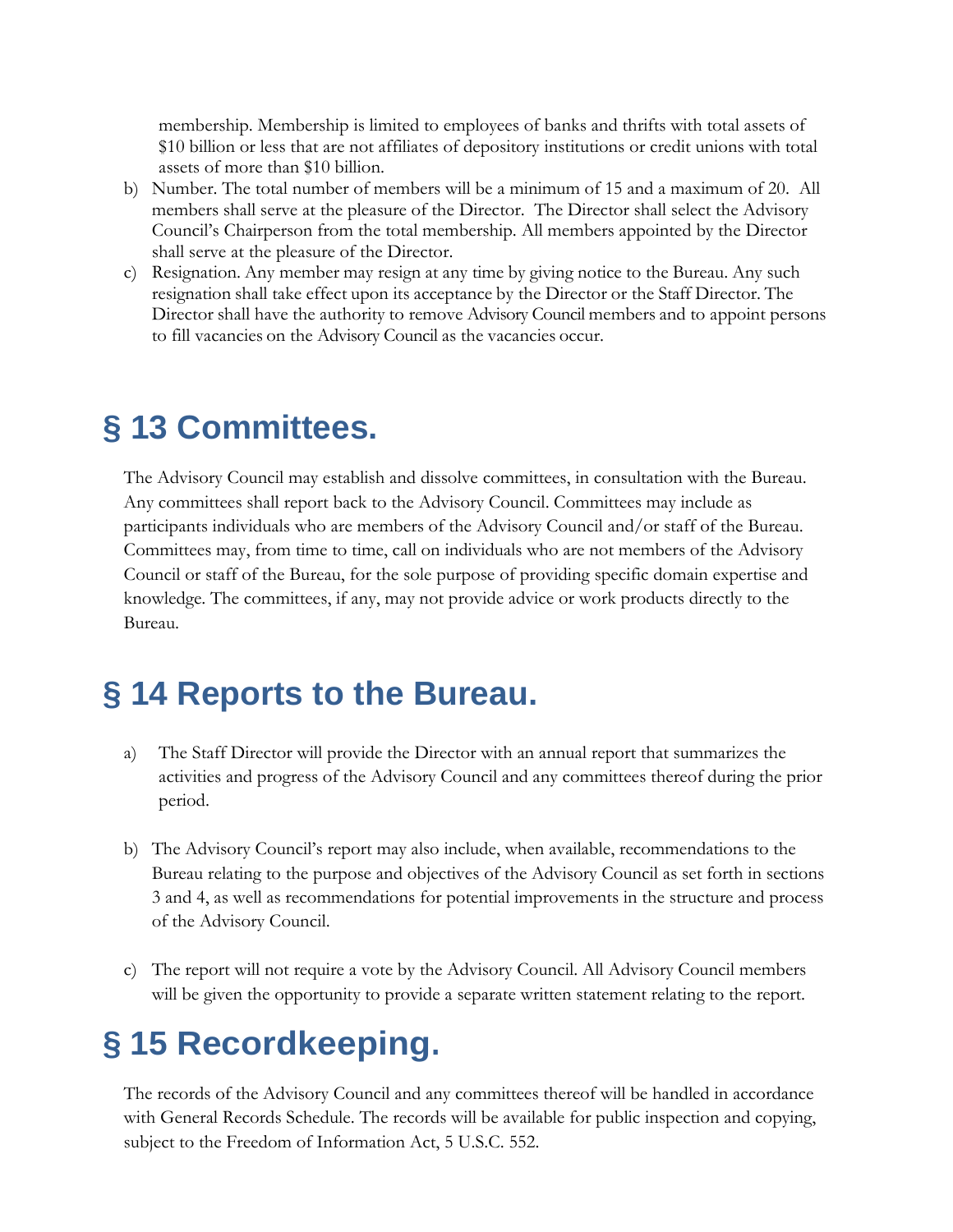membership. Membership is limited to employees of banks and thrifts with total assets of $10 billion or less that are not affiliates of depository institutions or credit unions with total assets of more than $10 billion.

b) Number. The total number of members will be a minimum of 15 and a maximum of 20. All members shall serve at the pleasure of the Director. The Director shall select the Advisory Council's Chairperson from the total membership. All members appointed by the Director shall serve at the pleasure of the Director.

c) Resignation. Any member may resign at any time by giving notice to the Bureau. Any such resignation shall take effect upon its acceptance by the Director or the Staff Director. The Director shall have the authority to remove Advisory Council members and to appoint persons to fill vacancies on the Advisory Council as the vacancies occur.

# § 13 Committees.

The Advisory Council may establish and dissolve committees, in consultation with the Bureau. Any committees shall report back to the Advisory Council. Committees may include as participants individuals who are members of the Advisory Council and/or staff of the Bureau. Committees may, from time to time, call on individuals who are not members of the Advisory Council or staff of the Bureau, for the sole purpose of providing specific domain expertise and knowledge. The committees, if any, may not provide advice or work products directly to the Bureau.

# § 14 Reports to the Bureau.

a) The Staff Director will provide the Director with an annual report that summarizes the activities and progress of the Advisory Council and any committees thereof during the prior period.

b) The Advisory Council's report may also include, when available, recommendations to the Bureau relating to the purpose and objectives of the Advisory Council as set forth in sections 3 and 4, as well as recommendations for potential improvements in the structure and process of the Advisory Council.

c) The report will not require a vote by the Advisory Council. All Advisory Council members will be given the opportunity to provide a separate written statement relating to the report.

# § 15 Recordkeeping.

The records of the Advisory Council and any committees thereof will be handled in accordance with General Records Schedule. The records will be available for public inspection and copying, subject to the Freedom of Information Act, 5 U.S.C. 552.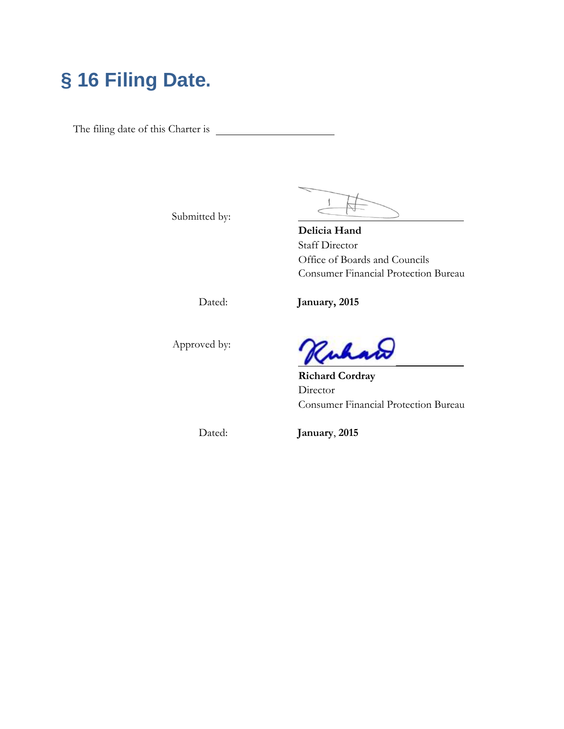# § 16 Filing Date.

The filing date of this Charter is \_\_\_\_\_\_\_\_\_\_\_\_\_\_\_\_\_\_\_\_

Submitted by:

**Delicia Hand**
Staff Director
Office of Boards and Councils
Consumer Financial Protection Bureau

Dated: **January, 2015**

Approved by:

**Richard Cordray**
Director
Consumer Financial Protection Bureau

Dated: **January, 2015**